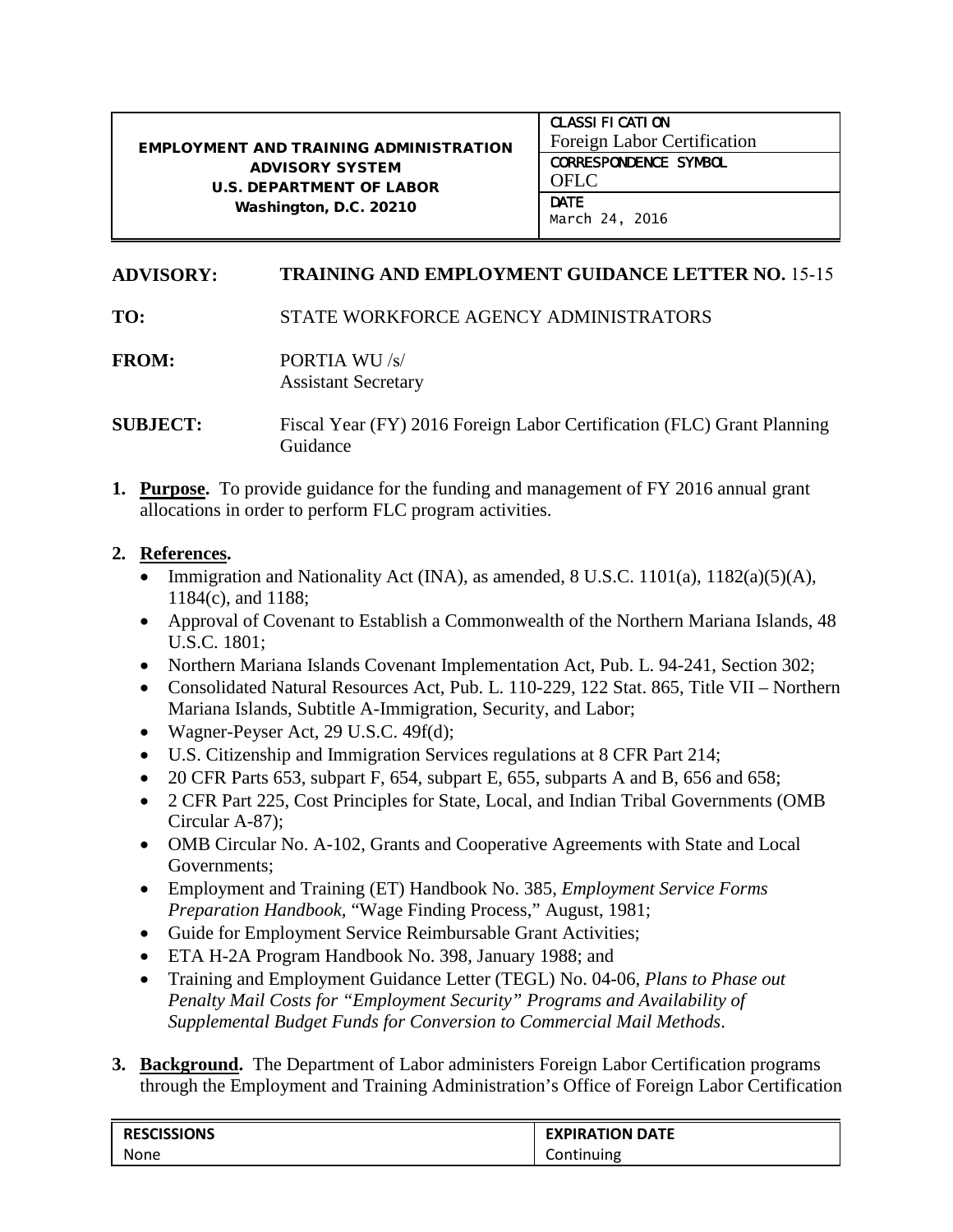| EMPLOYMENT AND TRAINING ADMINISTRATION ADVISORY SYSTEM U.S. DEPARTMENT OF LABOR Washington, D.C. 20210 | CLASSIFICATION Foreign Labor Certification |
|---|---|
| | CORRESPONDENCE SYMBOL OFLC |
| | DATE March 24, 2016 |

**ADVISORY:** **TRAINING AND EMPLOYMENT GUIDANCE LETTER NO.** 15-15

**TO:** STATE WORKFORCE AGENCY ADMINISTRATORS

**FROM:** PORTIA WU /s/
Assistant Secretary

**SUBJECT:** Fiscal Year (FY) 2016 Foreign Labor Certification (FLC) Grant Planning Guidance

1. **Purpose.** To provide guidance for the funding and management of FY 2016 annual grant allocations in order to perform FLC program activities.

2. **References.**
   - Immigration and Nationality Act (INA), as amended, 8 U.S.C. 1101(a), 1182(a)(5)(A), 1184(c), and 1188;
   - Approval of Covenant to Establish a Commonwealth of the Northern Mariana Islands, 48 U.S.C. 1801;
   - Northern Mariana Islands Covenant Implementation Act, Pub. L. 94-241, Section 302;
   - Consolidated Natural Resources Act, Pub. L. 110-229, 122 Stat. 865, Title VII – Northern Mariana Islands, Subtitle A-Immigration, Security, and Labor;
   - Wagner-Peyser Act, 29 U.S.C. 49f(d);
   - U.S. Citizenship and Immigration Services regulations at 8 CFR Part 214;
   - 20 CFR Parts 653, subpart F, 654, subpart E, 655, subparts A and B, 656 and 658;
   - 2 CFR Part 225, Cost Principles for State, Local, and Indian Tribal Governments (OMB Circular A-87);
   - OMB Circular No. A-102, Grants and Cooperative Agreements with State and Local Governments;
   - Employment and Training (ET) Handbook No. 385, *Employment Service Forms Preparation Handbook*, "Wage Finding Process," August, 1981;
   - Guide for Employment Service Reimbursable Grant Activities;
   - ETA H-2A Program Handbook No. 398, January 1988; and
   - Training and Employment Guidance Letter (TEGL) No. 04-06, *Plans to Phase out Penalty Mail Costs for "Employment Security" Programs and Availability of Supplemental Budget Funds for Conversion to Commercial Mail Methods*.

3. **Background.** The Department of Labor administers Foreign Labor Certification programs through the Employment and Training Administration's Office of Foreign Labor Certification

| RESCISSIONS | EXPIRATION DATE |
|---|---|
| None | Continuing |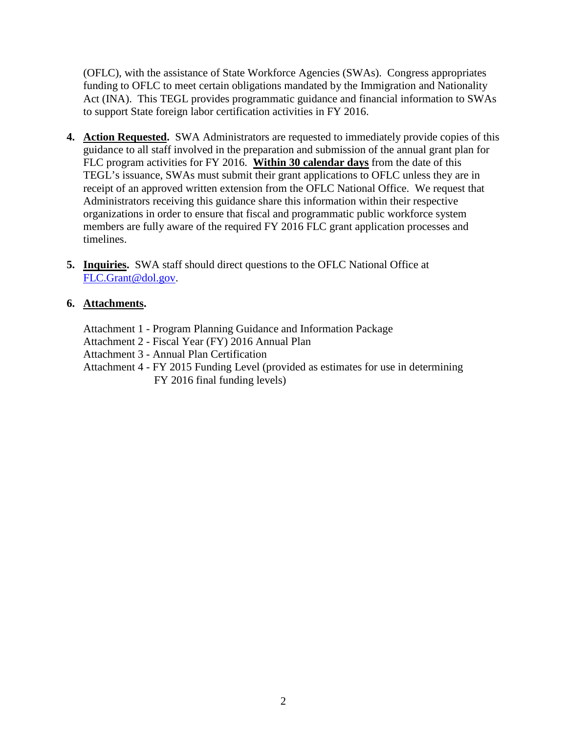(OFLC), with the assistance of State Workforce Agencies (SWAs). Congress appropriates funding to OFLC to meet certain obligations mandated by the Immigration and Nationality Act (INA). This TEGL provides programmatic guidance and financial information to SWAs to support State foreign labor certification activities in FY 2016.

4. **Action Requested.** SWA Administrators are requested to immediately provide copies of this guidance to all staff involved in the preparation and submission of the annual grant plan for FLC program activities for FY 2016. **Within 30 calendar days** from the date of this TEGL's issuance, SWAs must submit their grant applications to OFLC unless they are in receipt of an approved written extension from the OFLC National Office. We request that Administrators receiving this guidance share this information within their respective organizations in order to ensure that fiscal and programmatic public workforce system members are fully aware of the required FY 2016 FLC grant application processes and timelines.

5. **Inquiries.** SWA staff should direct questions to the OFLC National Office at FLC.Grant@dol.gov.

6. **Attachments.**

   Attachment 1 - Program Planning Guidance and Information Package
   Attachment 2 - Fiscal Year (FY) 2016 Annual Plan
   Attachment 3 - Annual Plan Certification
   Attachment 4 - FY 2015 Funding Level (provided as estimates for use in determining FY 2016 final funding levels)